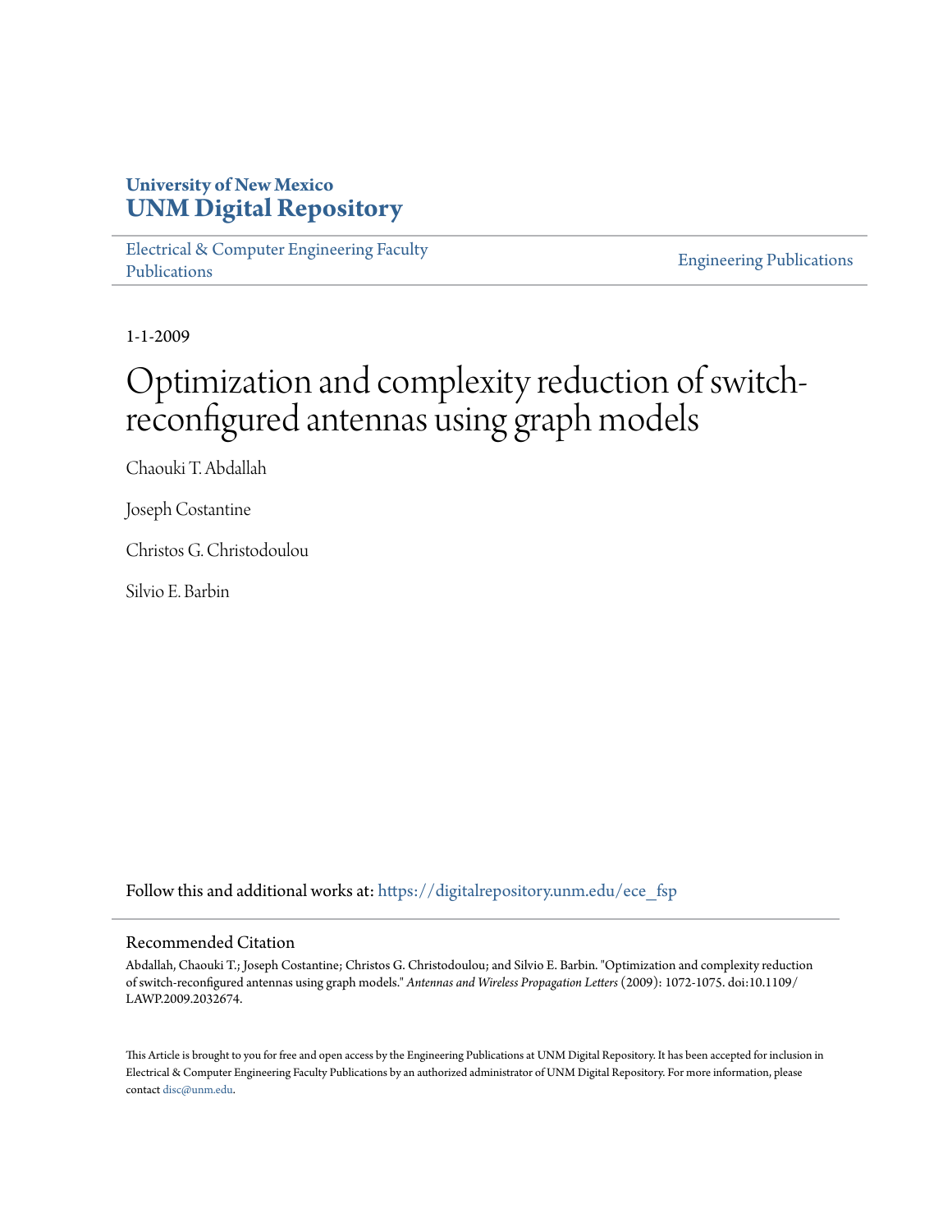University of New Mexico
**UNM Digital Repository**

Electrical & Computer Engineering Faculty Publications

Engineering Publications

1-1-2009

# Optimization and complexity reduction of switch-reconfigured antennas using graph models

Chaouki T. Abdallah

Joseph Costantine

Christos G. Christodoulou

Silvio E. Barbin

Follow this and additional works at: https://digitalrepository.unm.edu/ece_fsp

## Recommended Citation

Abdallah, Chaouki T.; Joseph Costantine; Christos G. Christodoulou; and Silvio E. Barbin. "Optimization and complexity reduction of switch-reconfigured antennas using graph models." *Antennas and Wireless Propagation Letters* (2009): 1072-1075. doi:10.1109/LAWP.2009.2032674.

This Article is brought to you for free and open access by the Engineering Publications at UNM Digital Repository. It has been accepted for inclusion in Electrical & Computer Engineering Faculty Publications by an authorized administrator of UNM Digital Repository. For more information, please contact disc@unm.edu.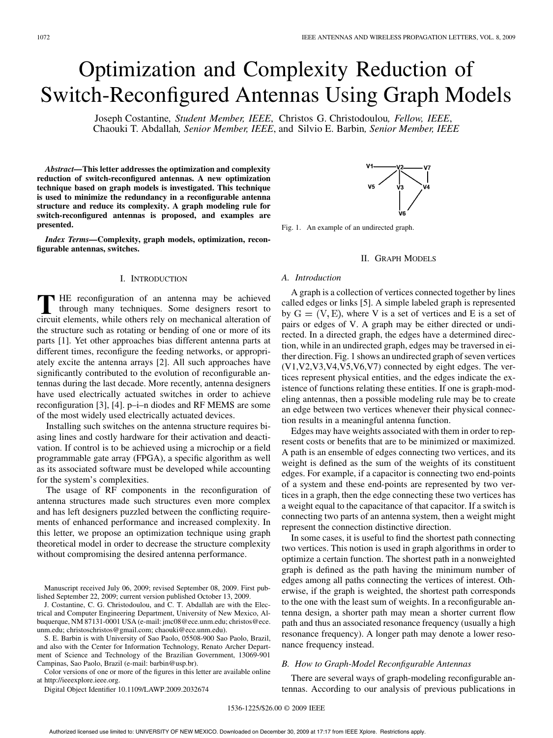# Optimization and Complexity Reduction of Switch-Reconfigured Antennas Using Graph Models

Joseph Costantine, *Student Member, IEEE*, Christos G. Christodoulou, *Fellow, IEEE*, Chaouki T. Abdallah, *Senior Member, IEEE*, and Silvio E. Barbin, *Senior Member, IEEE*

***Abstract*—This letter addresses the optimization and complexity reduction of switch-reconfigured antennas. A new optimization technique based on graph models is investigated. This technique is used to minimize the redundancy in a reconfigurable antenna structure and reduce its complexity. A graph modeling rule for switch-reconfigured antennas is proposed, and examples are presented.**

***Index Terms*—Complexity, graph models, optimization, reconfigurable antennas, switches.**

## I. Introduction

The reconfiguration of an antenna may be achieved through many techniques. Some designers resort to circuit elements, while others rely on mechanical alteration of the structure such as rotating or bending of one or more of its parts [1]. Yet other approaches bias different antenna parts at different times, reconfigure the feeding networks, or appropriately excite the antenna arrays [2]. All such approaches have significantly contributed to the evolution of reconfigurable antennas during the last decade. More recently, antenna designers have used electrically actuated switches in order to achieve reconfiguration [3], [4]. p–i–n diodes and RF MEMS are some of the most widely used electrically actuated devices.

Installing such switches on the antenna structure requires biasing lines and costly hardware for their activation and deactivation. If control is to be achieved using a microchip or a field programmable gate array (FPGA), a specific algorithm as well as its associated software must be developed while accounting for the system's complexities.

The usage of RF components in the reconfiguration of antenna structures made such structures even more complex and has left designers puzzled between the conflicting requirements of enhanced performance and increased complexity. In this letter, we propose an optimization technique using graph theoretical model in order to decrease the structure complexity without compromising the desired antenna performance.

Manuscript received July 06, 2009; revised September 08, 2009. First published September 22, 2009; current version published October 13, 2009.

J. Costantine, C. G. Christodoulou, and C. T. Abdallah are with the Electrical and Computer Engineering Department, University of New Mexico, Albuquerque, NM 87131-0001 USA (e-mail: jmc08@ece.unm.edu; christos@ece.unm.edu; christoschristos@gmail.com; chaouki@ece.unm.edu).

S. E. Barbin is with University of Sao Paolo, 05508-900 Sao Paolo, Brazil, and also with the Center for Information Technology, Renato Archer Department of Science and Technology of the Brazilian Government, 13069-901 Campinas, Sao Paolo, Brazil (e-mail: barbin@usp.br).

Color versions of one or more of the figures in this letter are available online at http://ieeexplore.ieee.org.

Digital Object Identifier 10.1109/LAWP.2009.2032674

Fig. 1. An example of an undirected graph.

## II. Graph Models

### A. Introduction

A graph is a collection of vertices connected together by lines called edges or links [5]. A simple labeled graph is represented by $\mathrm{G} = (\mathrm{V}, \mathrm{E})$, where V is a set of vertices and E is a set of pairs or edges of V. A graph may be either directed or undirected. In a directed graph, the edges have a determined direction, while in an undirected graph, edges may be traversed in either direction. Fig. 1 shows an undirected graph of seven vertices (V1,V2,V3,V4,V5,V6,V7) connected by eight edges. The vertices represent physical entities, and the edges indicate the existence of functions relating these entities. If one is graph-modeling antennas, then a possible modeling rule may be to create an edge between two vertices whenever their physical connection results in a meaningful antenna function.

Edges may have weights associated with them in order to represent costs or benefits that are to be minimized or maximized. A path is an ensemble of edges connecting two vertices, and its weight is defined as the sum of the weights of its constituent edges. For example, if a capacitor is connecting two end-points of a system and these end-points are represented by two vertices in a graph, then the edge connecting these two vertices has a weight equal to the capacitance of that capacitor. If a switch is connecting two parts of an antenna system, then a weight might represent the connection distinctive direction.

In some cases, it is useful to find the shortest path connecting two vertices. This notion is used in graph algorithms in order to optimize a certain function. The shortest path in a nonweighted graph is defined as the path having the minimum number of edges among all paths connecting the vertices of interest. Otherwise, if the graph is weighted, the shortest path corresponds to the one with the least sum of weights. In a reconfigurable antenna design, a shorter path may mean a shorter current flow path and thus an associated resonance frequency (usually a high resonance frequency). A longer path may denote a lower resonance frequency instead.

### B. How to Graph-Model Reconfigurable Antennas

There are several ways of graph-modeling reconfigurable antennas. According to our analysis of previous publications in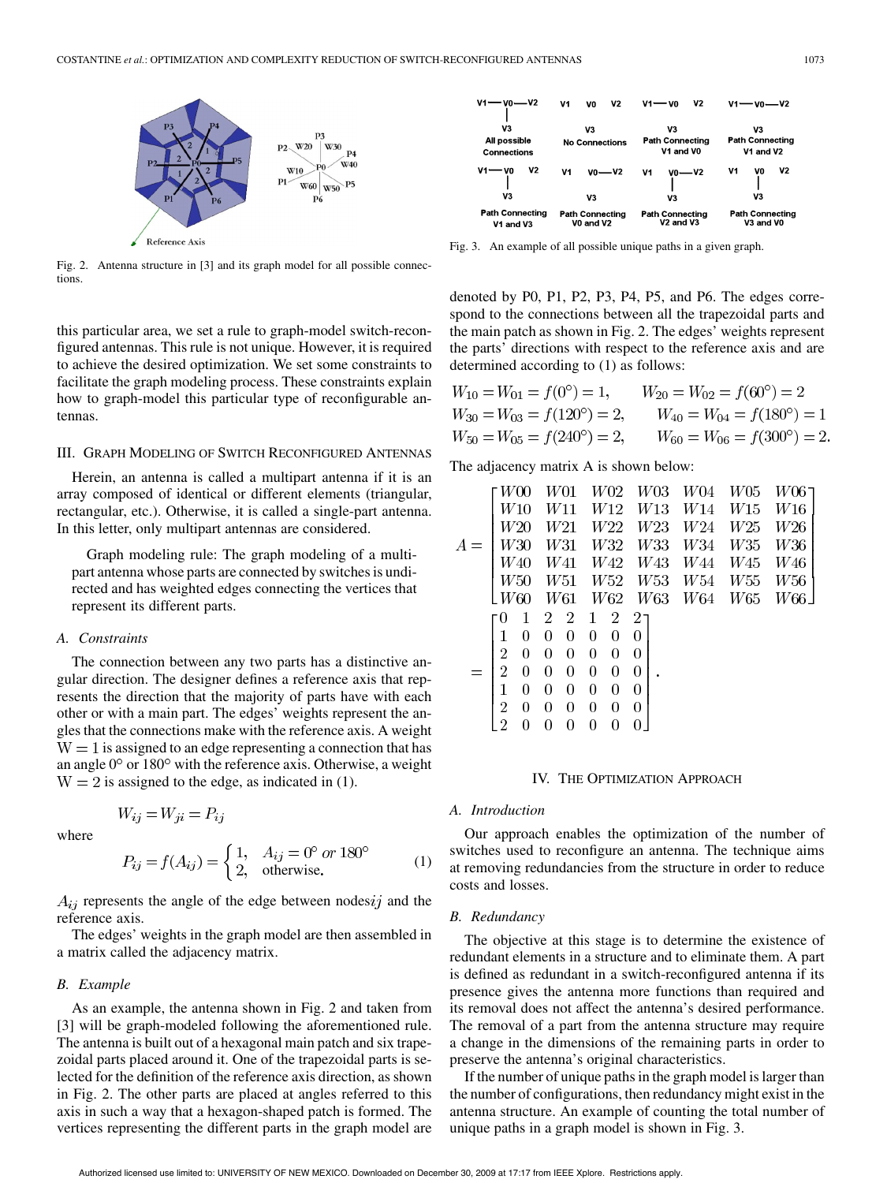Fig. 2. Antenna structure in [3] and its graph model for all possible connections.

Fig. 3. An example of all possible unique paths in a given graph.

this particular area, we set a rule to graph-model switch-reconfigured antennas. This rule is not unique. However, it is required to achieve the desired optimization. We set some constraints to facilitate the graph modeling process. These constraints explain how to graph-model this particular type of reconfigurable antennas.

## III. Graph Modeling of Switch Reconfigured Antennas

Herein, an antenna is called a multipart antenna if it is an array composed of identical or different elements (triangular, rectangular, etc.). Otherwise, it is called a single-part antenna. In this letter, only multipart antennas are considered.

> Graph modeling rule: The graph modeling of a multipart antenna whose parts are connected by switches is undirected and has weighted edges connecting the vertices that represent its different parts.

### A. Constraints

The connection between any two parts has a distinctive angular direction. The designer defines a reference axis that represents the direction that the majority of parts have with each other or with a main part. The edges' weights represent the angles that the connections make with the reference axis. A weight W = 1 is assigned to an edge representing a connection that has an angle 0° or 180° with the reference axis. Otherwise, a weight W = 2 is assigned to the edge, as indicated in (1).

$$W_{ij} = W_{ji} = P_{ij}$$

where

$$P_{ij} = f(A_{ij}) = \begin{cases} 1, & A_{ij} = 0^\circ \text{ or } 180^\circ \\ 2, & \text{otherwise.} \end{cases} \quad (1)$$

$A_{ij}$ represents the angle of the edge between nodes $ij$ and the reference axis.

The edges' weights in the graph model are then assembled in a matrix called the adjacency matrix.

### B. Example

As an example, the antenna shown in Fig. 2 and taken from [3] will be graph-modeled following the aforementioned rule. The antenna is built out of a hexagonal main patch and six trapezoidal parts placed around it. One of the trapezoidal parts is selected for the definition of the reference axis direction, as shown in Fig. 2. The other parts are placed at angles referred to this axis in such a way that a hexagon-shaped patch is formed. The vertices representing the different parts in the graph model are denoted by P0, P1, P2, P3, P4, P5, and P6. The edges correspond to the connections between all the trapezoidal parts and the main patch as shown in Fig. 2. The edges' weights represent the parts' directions with respect to the reference axis and are determined according to (1) as follows:

$$W_{10} = W_{01} = f(0^\circ) = 1, \qquad W_{20} = W_{02} = f(60^\circ) = 2$$
$$W_{30} = W_{03} = f(120^\circ) = 2, \qquad W_{40} = W_{04} = f(180^\circ) = 1$$
$$W_{50} = W_{05} = f(240^\circ) = 2, \qquad W_{60} = W_{06} = f(300^\circ) = 2.$$

The adjacency matrix A is shown below:

$$A = \begin{bmatrix} W00 & W01 & W02 & W03 & W04 & W05 & W06 \\ W10 & W11 & W12 & W13 & W14 & W15 & W16 \\ W20 & W21 & W22 & W23 & W24 & W25 & W26 \\ W30 & W31 & W32 & W33 & W34 & W35 & W36 \\ W40 & W41 & W42 & W43 & W44 & W45 & W46 \\ W50 & W51 & W52 & W53 & W54 & W55 & W56 \\ W60 & W61 & W62 & W63 & W64 & W65 & W66 \end{bmatrix}$$
$$= \begin{bmatrix} 0 & 1 & 2 & 2 & 1 & 2 & 2 \\ 1 & 0 & 0 & 0 & 0 & 0 & 0 \\ 2 & 0 & 0 & 0 & 0 & 0 & 0 \\ 2 & 0 & 0 & 0 & 0 & 0 & 0 \\ 1 & 0 & 0 & 0 & 0 & 0 & 0 \\ 2 & 0 & 0 & 0 & 0 & 0 & 0 \\ 2 & 0 & 0 & 0 & 0 & 0 & 0 \end{bmatrix}.$$

## IV. The Optimization Approach

### A. Introduction

Our approach enables the optimization of the number of switches used to reconfigure an antenna. The technique aims at removing redundancies from the structure in order to reduce costs and losses.

### B. Redundancy

The objective at this stage is to determine the existence of redundant elements in a structure and to eliminate them. A part is defined as redundant in a switch-reconfigured antenna if its presence gives the antenna more functions than required and its removal does not affect the antenna's desired performance. The removal of a part from the antenna structure may require a change in the dimensions of the remaining parts in order to preserve the antenna's original characteristics.

If the number of unique paths in the graph model is larger than the number of configurations, then redundancy might exist in the antenna structure. An example of counting the total number of unique paths in a graph model is shown in Fig. 3.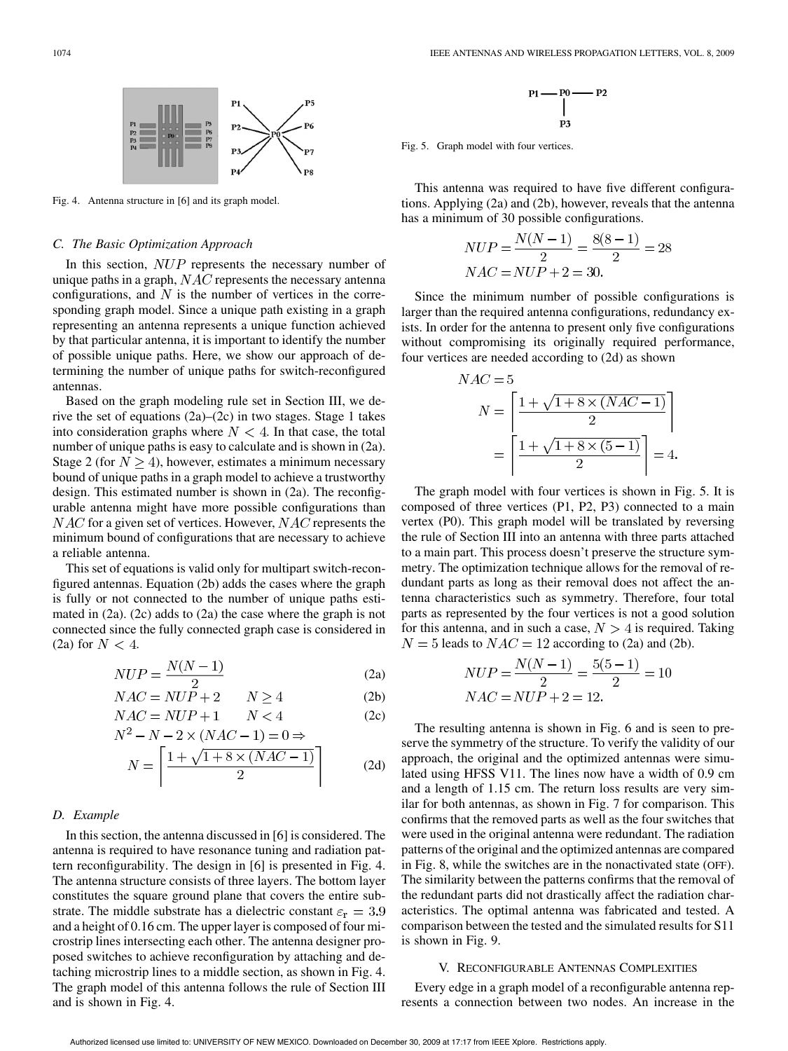Fig. 4. Antenna structure in [6] and its graph model.

### C. The Basic Optimization Approach

In this section, $NUP$ represents the necessary number of unique paths in a graph, $NAC$ represents the necessary antenna configurations, and $N$ is the number of vertices in the corresponding graph model. Since a unique path existing in a graph representing an antenna represents a unique function achieved by that particular antenna, it is important to identify the number of possible unique paths. Here, we show our approach of determining the number of unique paths for switch-reconfigured antennas.

Based on the graph modeling rule set in Section III, we derive the set of equations (2a)–(2c) in two stages. Stage 1 takes into consideration graphs where $N < 4$. In that case, the total number of unique paths is easy to calculate and is shown in (2a). Stage 2 (for $N \geq 4$), however, estimates a minimum necessary bound of unique paths in a graph model to achieve a trustworthy design. This estimated number is shown in (2a). The reconfigurable antenna might have more possible configurations than $NAC$ for a given set of vertices. However, $NAC$ represents the minimum bound of configurations that are necessary to achieve a reliable antenna.

This set of equations is valid only for multipart switch-reconfigured antennas. Equation (2b) adds the cases where the graph is fully or not connected to the number of unique paths estimated in (2a). (2c) adds to (2a) the case where the graph is not connected since the fully connected graph case is considered in (2a) for $N < 4$.

$$NUP = \frac{N(N-1)}{2} \tag{2a}$$

$$NAC = NUP + 2 \qquad N \geq 4 \tag{2b}$$

$$NAC = NUP + 1 \qquad N < 4 \tag{2c}$$

$$N^2 - N - 2 \times (NAC - 1) = 0 \Rightarrow$$

$$N = \left\lceil \frac{1 + \sqrt{1 + 8 \times (NAC - 1)}}{2} \right\rceil \tag{2d}$$

### D. Example

In this section, the antenna discussed in [6] is considered. The antenna is required to have resonance tuning and radiation pattern reconfigurability. The design in [6] is presented in Fig. 4. The antenna structure consists of three layers. The bottom layer constitutes the square ground plane that covers the entire substrate. The middle substrate has a dielectric constant $\varepsilon_r = 3.9$ and a height of 0.16 cm. The upper layer is composed of four microstrip lines intersecting each other. The antenna designer proposed switches to achieve reconfiguration by attaching and detaching microstrip lines to a middle section, as shown in Fig. 4. The graph model of this antenna follows the rule of Section III and is shown in Fig. 4.

Fig. 5. Graph model with four vertices.

This antenna was required to have five different configurations. Applying (2a) and (2b), however, reveals that the antenna has a minimum of 30 possible configurations.

$$NUP = \frac{N(N-1)}{2} = \frac{8(8-1)}{2} = 28$$
$$NAC = NUP + 2 = 30.$$

Since the minimum number of possible configurations is larger than the required antenna configurations, redundancy exists. In order for the antenna to present only five configurations without compromising its originally required performance, four vertices are needed according to (2d) as shown

$$NAC = 5$$
$$N = \left\lceil \frac{1 + \sqrt{1 + 8 \times (NAC - 1)}}{2} \right\rceil$$
$$= \left\lceil \frac{1 + \sqrt{1 + 8 \times (5 - 1)}}{2} \right\rceil = 4.$$

The graph model with four vertices is shown in Fig. 5. It is composed of three vertices (P1, P2, P3) connected to a main vertex (P0). This graph model will be translated by reversing the rule of Section III into an antenna with three parts attached to a main part. This process doesn't preserve the structure symmetry. The optimization technique allows for the removal of redundant parts as long as their removal does not affect the antenna characteristics such as symmetry. Therefore, four total parts as represented by the four vertices is not a good solution for this antenna, and in such a case, $N > 4$ is required. Taking $N = 5$ leads to $NAC = 12$ according to (2a) and (2b).

$$NUP = \frac{N(N-1)}{2} = \frac{5(5-1)}{2} = 10$$
$$NAC = NUP + 2 = 12.$$

The resulting antenna is shown in Fig. 6 and is seen to preserve the symmetry of the structure. To verify the validity of our approach, the original and the optimized antennas were simulated using HFSS V11. The lines now have a width of 0.9 cm and a length of 1.15 cm. The return loss results are very similar for both antennas, as shown in Fig. 7 for comparison. This confirms that the removed parts as well as the four switches that were used in the original antenna were redundant. The radiation patterns of the original and the optimized antennas are compared in Fig. 8, while the switches are in the nonactivated state (OFF). The similarity between the patterns confirms that the removal of the redundant parts did not drastically affect the radiation characteristics. The optimal antenna was fabricated and tested. A comparison between the tested and the simulated results for S11 is shown in Fig. 9.

## V. Reconfigurable Antennas Complexities

Every edge in a graph model of a reconfigurable antenna represents a connection between two nodes. An increase in the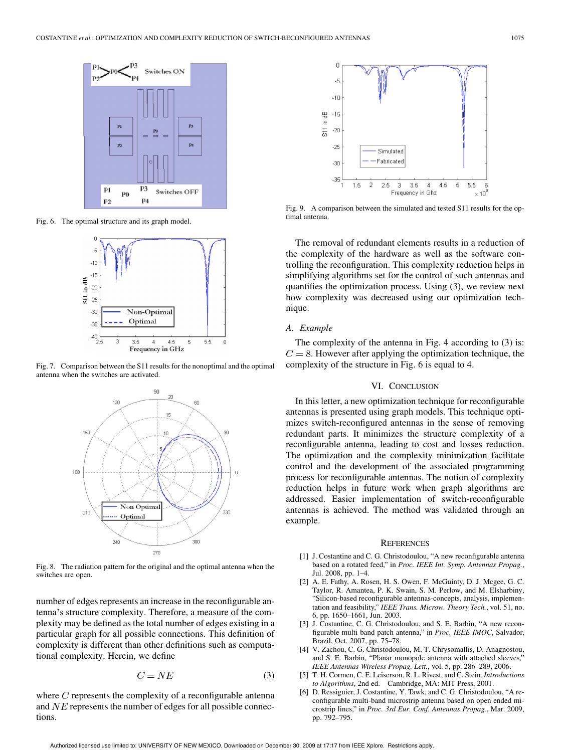P1 P0 P3 P2 P4 Switches ON

P1 P0 P3 P2 P4 Switches OFF

Fig. 6. The optimal structure and its graph model.

S11 in dB

Non-Optimal

Optimal

Frequency in GHz

Fig. 7. Comparison between the S11 results for the nonoptimal and the optimal antenna when the switches are activated.

Non Optimal

Optimal

Fig. 8. The radiation pattern for the original and the optimal antenna when the switches are open.

number of edges represents an increase in the reconfigurable antenna's structure complexity. Therefore, a measure of the complexity may be defined as the total number of edges existing in a particular graph for all possible connections. This definition of complexity is different than other definitions such as computational complexity. Herein, we define

$$C = NE \tag{3}$$

where $C$ represents the complexity of a reconfigurable antenna and $NE$ represents the number of edges for all possible connections.

S11 in dB

Simulated

Fabricated

Frequency in Ghz

x $10^9$

Fig. 9. A comparison between the simulated and tested S11 results for the optimal antenna.

The removal of redundant elements results in a reduction of the complexity of the hardware as well as the software controlling the reconfiguration. This complexity reduction helps in simplifying algorithms set for the control of such antennas and quantifies the optimization process. Using (3), we review next how complexity was decreased using our optimization technique.

### *A. Example*

The complexity of the antenna in Fig. 4 according to (3) is: $C = 8$. However after applying the optimization technique, the complexity of the structure in Fig. 6 is equal to 4.

## VI. Conclusion

In this letter, a new optimization technique for reconfigurable antennas is presented using graph models. This technique optimizes switch-reconfigured antennas in the sense of removing redundant parts. It minimizes the structure complexity of a reconfigurable antenna, leading to cost and losses reduction. The optimization and the complexity minimization facilitate control and the development of the associated programming process for reconfigurable antennas. The notion of complexity reduction helps in future work when graph algorithms are addressed. Easier implementation of switch-reconfigurable antennas is achieved. The method was validated through an example.

## References

[1] J. Costantine and C. G. Christodoulou, "A new reconfigurable antenna based on a rotated feed," in *Proc. IEEE Int. Symp. Antennas Propag.*, Jul. 2008, pp. 1–4.

[2] A. E. Fathy, A. Rosen, H. S. Owen, F. McGuinty, D. J. Mcgee, G. C. Taylor, R. Amantea, P. K. Swain, S. M. Perlow, and M. Elsharbiny, "Silicon-based reconfigurable antennas-concepts, analysis, implementation and feasibility," *IEEE Trans. Microw. Theory Tech.*, vol. 51, no. 6, pp. 1650–1661, Jun. 2003.

[3] J. Costantine, C. G. Christodoulou, and S. E. Barbin, "A new reconfigurable multi band patch antenna," in *Proc. IEEE IMOC*, Salvador, Brazil, Oct. 2007, pp. 75–78.

[4] V. Zachou, C. G. Christodoulou, M. T. Chrysomallis, D. Anagnostou, and S. E. Barbin, "Planar monopole antenna with attached sleeves," *IEEE Antennas Wireless Propag. Lett.*, vol. 5, pp. 286–289, 2006.

[5] T. H. Cormen, C. E. Leiserson, R. L. Rivest, and C. Stein, *Introductions to Algorithms*, 2nd ed. Cambridge, MA: MIT Press, 2001.

[6] D. Ressiguier, J. Costantine, Y. Tawk, and C. G. Christodoulou, "A reconfigurable multi-band microstrip antenna based on open ended microstrip lines," in *Proc. 3rd Eur. Conf. Antennas Propag.*, Mar. 2009, pp. 792–795.